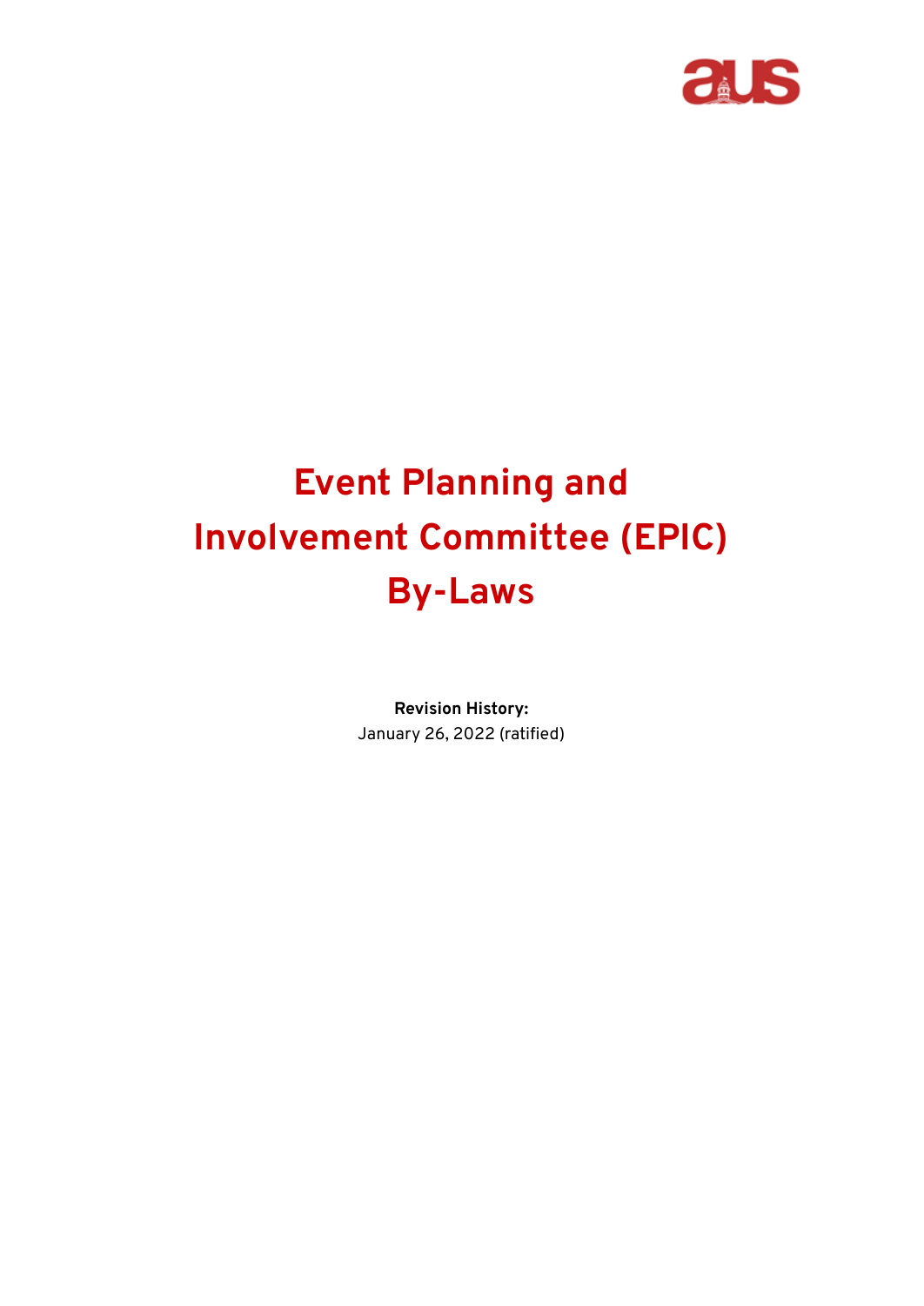# Event Planning and Involvement Committee (EPIC) By-Laws

**Revision History:**

January 26, 2022 (ratified)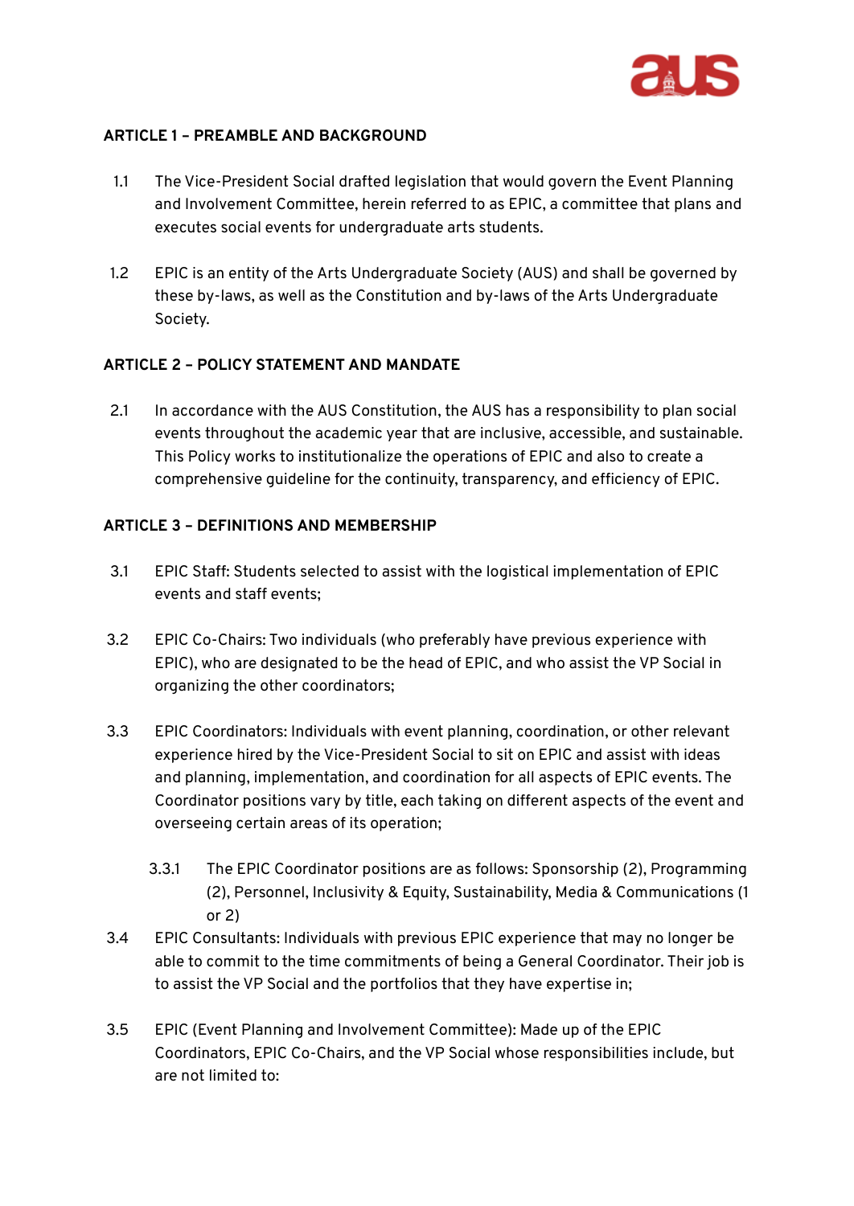**ARTICLE 1 – PREAMBLE AND BACKGROUND**

1.1 The Vice-President Social drafted legislation that would govern the Event Planning and Involvement Committee, herein referred to as EPIC, a committee that plans and executes social events for undergraduate arts students.

1.2 EPIC is an entity of the Arts Undergraduate Society (AUS) and shall be governed by these by-laws, as well as the Constitution and by-laws of the Arts Undergraduate Society.

**ARTICLE 2 – POLICY STATEMENT AND MANDATE**

2.1 In accordance with the AUS Constitution, the AUS has a responsibility to plan social events throughout the academic year that are inclusive, accessible, and sustainable. This Policy works to institutionalize the operations of EPIC and also to create a comprehensive guideline for the continuity, transparency, and efficiency of EPIC.

**ARTICLE 3 – DEFINITIONS AND MEMBERSHIP**

3.1 EPIC Staff: Students selected to assist with the logistical implementation of EPIC events and staff events;

3.2 EPIC Co-Chairs: Two individuals (who preferably have previous experience with EPIC), who are designated to be the head of EPIC, and who assist the VP Social in organizing the other coordinators;

3.3 EPIC Coordinators: Individuals with event planning, coordination, or other relevant experience hired by the Vice-President Social to sit on EPIC and assist with ideas and planning, implementation, and coordination for all aspects of EPIC events. The Coordinator positions vary by title, each taking on different aspects of the event and overseeing certain areas of its operation;

3.3.1 The EPIC Coordinator positions are as follows: Sponsorship (2), Programming (2), Personnel, Inclusivity & Equity, Sustainability, Media & Communications (1 or 2)

3.4 EPIC Consultants: Individuals with previous EPIC experience that may no longer be able to commit to the time commitments of being a General Coordinator. Their job is to assist the VP Social and the portfolios that they have expertise in;

3.5 EPIC (Event Planning and Involvement Committee): Made up of the EPIC Coordinators, EPIC Co-Chairs, and the VP Social whose responsibilities include, but are not limited to: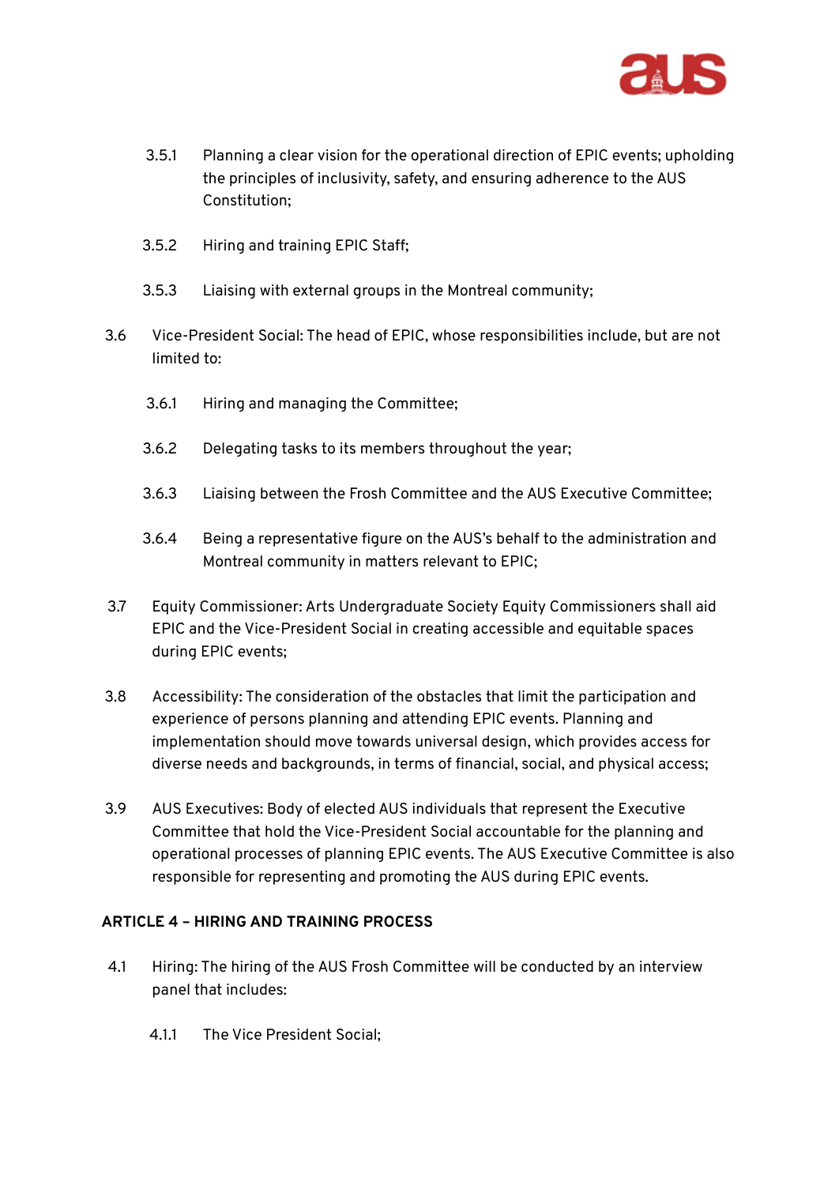3.5.1 Planning a clear vision for the operational direction of EPIC events; upholding the principles of inclusivity, safety, and ensuring adherence to the AUS Constitution;

3.5.2 Hiring and training EPIC Staff;

3.5.3 Liaising with external groups in the Montreal community;

3.6 Vice-President Social: The head of EPIC, whose responsibilities include, but are not limited to:

3.6.1 Hiring and managing the Committee;

3.6.2 Delegating tasks to its members throughout the year;

3.6.3 Liaising between the Frosh Committee and the AUS Executive Committee;

3.6.4 Being a representative figure on the AUS's behalf to the administration and Montreal community in matters relevant to EPIC;

3.7 Equity Commissioner: Arts Undergraduate Society Equity Commissioners shall aid EPIC and the Vice-President Social in creating accessible and equitable spaces during EPIC events;

3.8 Accessibility: The consideration of the obstacles that limit the participation and experience of persons planning and attending EPIC events. Planning and implementation should move towards universal design, which provides access for diverse needs and backgrounds, in terms of financial, social, and physical access;

3.9 AUS Executives: Body of elected AUS individuals that represent the Executive Committee that hold the Vice-President Social accountable for the planning and operational processes of planning EPIC events. The AUS Executive Committee is also responsible for representing and promoting the AUS during EPIC events.

## ARTICLE 4 – HIRING AND TRAINING PROCESS

4.1 Hiring: The hiring of the AUS Frosh Committee will be conducted by an interview panel that includes:

4.1.1 The Vice President Social;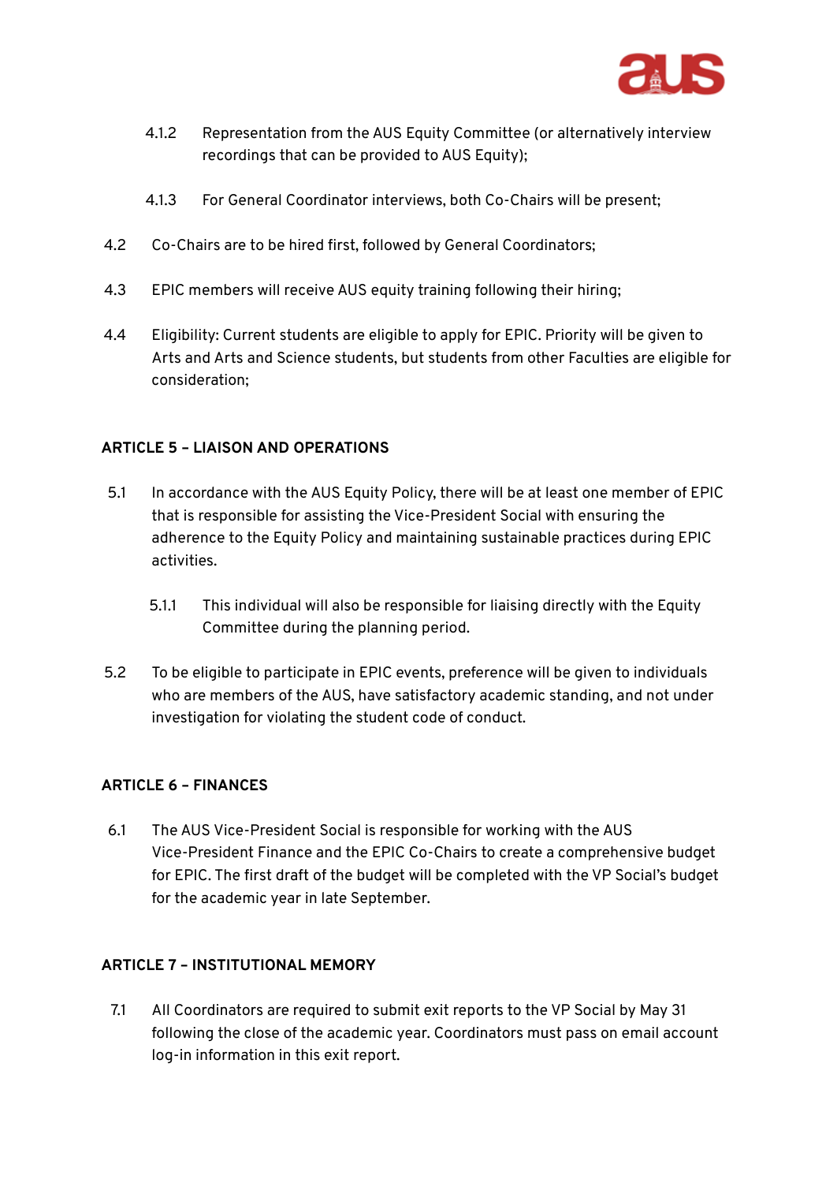4.1.2 Representation from the AUS Equity Committee (or alternatively interview recordings that can be provided to AUS Equity);

4.1.3 For General Coordinator interviews, both Co-Chairs will be present;

4.2 Co-Chairs are to be hired first, followed by General Coordinators;

4.3 EPIC members will receive AUS equity training following their hiring;

4.4 Eligibility: Current students are eligible to apply for EPIC. Priority will be given to Arts and Arts and Science students, but students from other Faculties are eligible for consideration;

**ARTICLE 5 – LIAISON AND OPERATIONS**

5.1 In accordance with the AUS Equity Policy, there will be at least one member of EPIC that is responsible for assisting the Vice-President Social with ensuring the adherence to the Equity Policy and maintaining sustainable practices during EPIC activities.

5.1.1 This individual will also be responsible for liaising directly with the Equity Committee during the planning period.

5.2 To be eligible to participate in EPIC events, preference will be given to individuals who are members of the AUS, have satisfactory academic standing, and not under investigation for violating the student code of conduct.

**ARTICLE 6 – FINANCES**

6.1 The AUS Vice-President Social is responsible for working with the AUS Vice-President Finance and the EPIC Co-Chairs to create a comprehensive budget for EPIC. The first draft of the budget will be completed with the VP Social's budget for the academic year in late September.

**ARTICLE 7 – INSTITUTIONAL MEMORY**

7.1 All Coordinators are required to submit exit reports to the VP Social by May 31 following the close of the academic year. Coordinators must pass on email account log-in information in this exit report.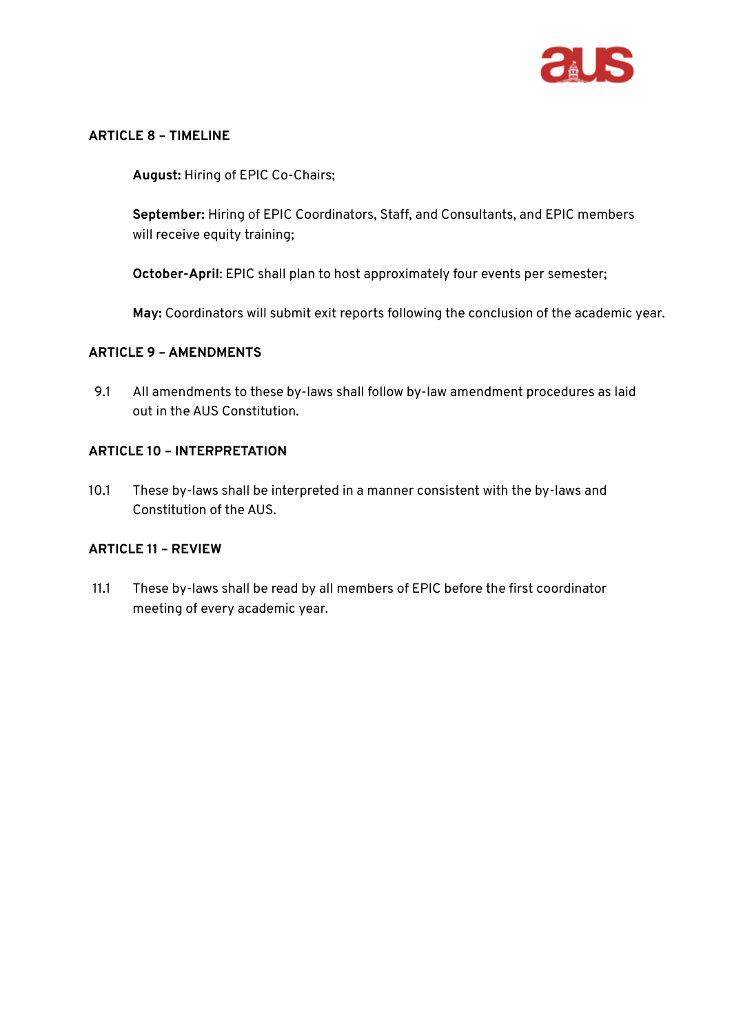## ARTICLE 8 – TIMELINE

**August:** Hiring of EPIC Co-Chairs;

**September:** Hiring of EPIC Coordinators, Staff, and Consultants, and EPIC members will receive equity training;

**October-April**: EPIC shall plan to host approximately four events per semester;

**May:** Coordinators will submit exit reports following the conclusion of the academic year.

## ARTICLE 9 – AMENDMENTS

9.1 All amendments to these by-laws shall follow by-law amendment procedures as laid out in the AUS Constitution.

## ARTICLE 10 – INTERPRETATION

10.1 These by-laws shall be interpreted in a manner consistent with the by-laws and Constitution of the AUS.

## ARTICLE 11 – REVIEW

11.1 These by-laws shall be read by all members of EPIC before the first coordinator meeting of every academic year.